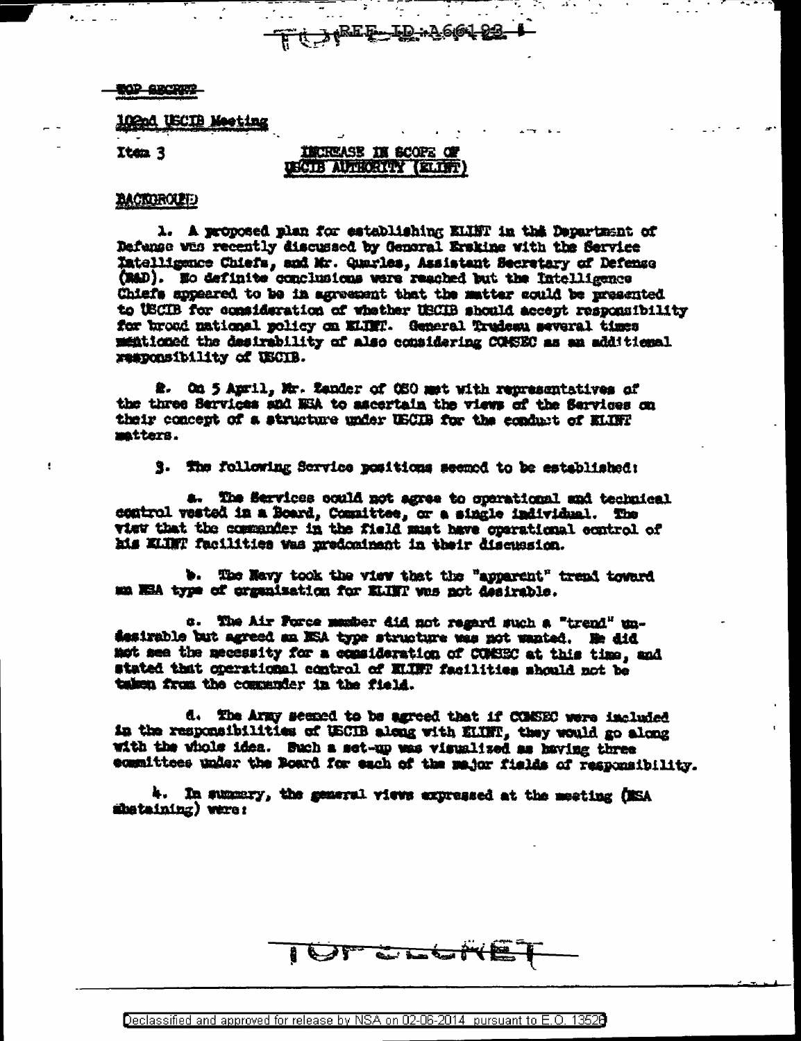REF ID:A66198

TOP SECRET

102nd USCIB Meeting

Item 3

## INCREASE IN SCOPE OF USCIB AUTHORITY (ELINT)

### BACKGROUND

1. A proposed plan for establishing ELINT in the Department of Defense was recently discussed by General Erskine with the Service Intelligence Chiefs, and Mr. Quarles, Assistant Secretary of Defense (R&D). No definite conclusions were reached but the Intelligence Chiefs appeared to be in agreement that the matter could be presented to USCIB for consideration of whether USCIB should accept responsibility for broad national policy on ELINT. General Trudeau several times mentioned the desirability of also considering COMSEC as an additional responsibility of USCIB.

2. On 5 April, Mr. Zander of OSO met with representatives of the three Services and NSA to ascertain the views of the Services on their concept of a structure under USCIB for the conduct of ELINT matters.

3. The following Service positions seemed to be established:

a. The Services could not agree to operational and technical control vested in a Board, Committee, or a single individual. The view that the commander in the field must have operational control of his ELINT facilities was predominant in their discussion.

b. The Navy took the view that the "apparent" trend toward an NSA type of organization for ELINT was not desirable.

c. The Air Force member did not regard such a "trend" undesirable but agreed an NSA type structure was not wanted. He did not see the necessity for a consideration of COMSEC at this time, and stated that operational control of ELINT facilities should not be taken from the commander in the field.

d. The Army seemed to be agreed that if COMSEC were included in the responsibilities of USCIB along with ELINT, they would go along with the whole idea. Such a set-up was visualized as having three committees under the Board for each of the major fields of responsibility.

4. In summary, the general views expressed at the meeting (NSA abstaining) were:

TOP SECRET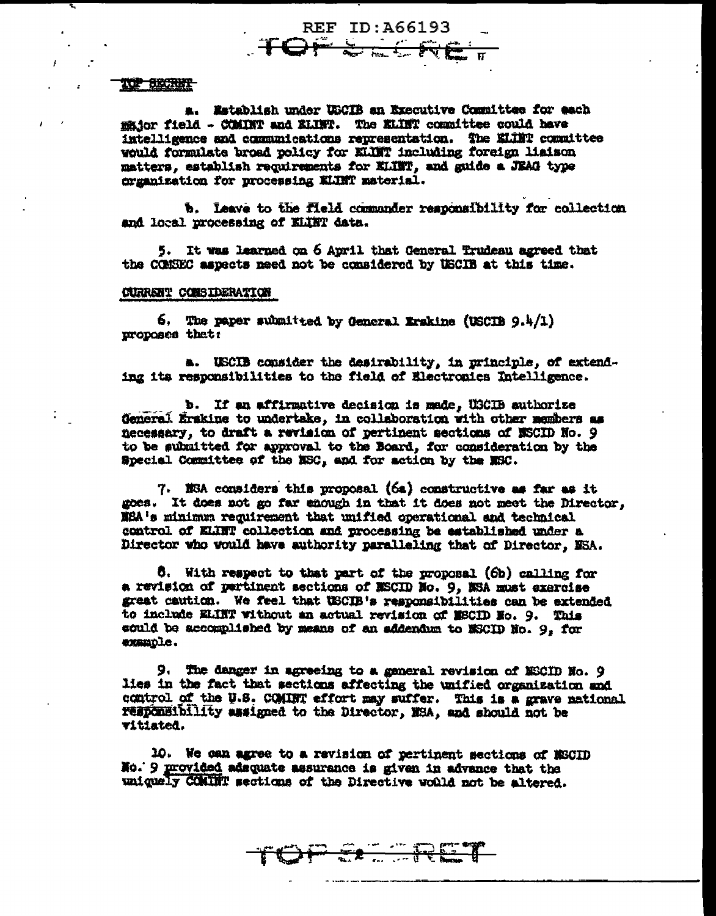TOP SECRET

a. Establish under USCIB an Executive Committee for each major field - COMINT and ELINT. The ELINT committee could have intelligence and communications representation. The ELINT committee would formulate broad policy for ELINT including foreign liaison matters, establish requirements for ELINT, and guide a JEAG type organization for processing ELINT material.

b. Leave to the field commander responsibility for collection and local processing of ELINT data.

5. It was learned on 6 April that General Trudeau agreed that the COMSEC aspects need not be considered by USCIB at this time.

CURRENT CONSIDERATION

6. The paper submitted by General Erskine (USCIB 9.4/1) proposes that:

a. USCIB consider the desirability, in principle, of extending its responsibilities to the field of Electronics Intelligence.

b. If an affirmative decision is made, USCIB authorize General Erskine to undertake, in collaboration with other members as necessary, to draft a revision of pertinent sections of NSCID No. 9 to be submitted for approval to the Board, for consideration by the Special Committee of the NSC, and for action by the NSC.

7. NSA considers this proposal (6a) constructive as far as it goes. It does not go far enough in that it does not meet the Director, NSA's minimum requirement that unified operational and technical control of ELINT collection and processing be established under a Director who would have authority paralleling that of Director, NSA.

8. With respect to that part of the proposal (6b) calling for a revision of pertinent sections of NSCID No. 9, NSA must exercise great caution. We feel that USCIB's responsibilities can be extended to include ELINT without an actual revision of NSCID No. 9. This could be accomplished by means of an addendum to NSCID No. 9, for example.

9. The danger in agreeing to a general revision of NSCID No. 9 lies in the fact that sections affecting the unified organization and control of the U.S. COMINT effort may suffer. This is a grave national responsibility assigned to the Director, NSA, and should not be vitiated.

10. We can agree to a revision of pertinent sections of NSCID No. 9 provided adequate assurance is given in advance that the uniquely COMINT sections of the Directive would not be altered.

TOP SECRET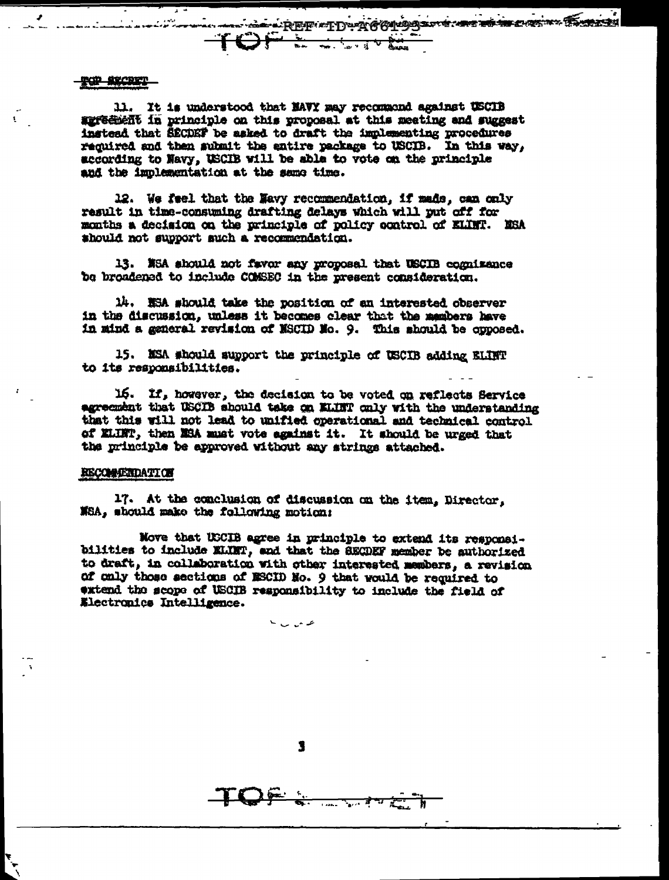TOP SECRET

11. It is understood that NAVY may recommend against USCIB agreement in principle on this proposal at this meeting and suggest instead that SECDEF be asked to draft the implementing procedures required and then submit the entire package to USCIB. In this way, according to Navy, USCIB will be able to vote on the principle and the implementation at the same time.

12. We feel that the Navy recommendation, if made, can only result in time-consuming drafting delays which will put off for months a decision on the principle of policy control of ELINT. NSA should not support such a recommendation.

13. NSA should not favor any proposal that USCIB cognizance be broadened to include COMSEC in the present consideration.

14. NSA should take the position of an interested observer in the discussion, unless it becomes clear that the members have in mind a general revision of NSCID No. 9. This should be opposed.

15. NSA should support the principle of USCIB adding ELINT to its responsibilities.

16. If, however, the decision to be voted on reflects Service agreement that USCIB should take on ELINT only with the understanding that this will not lead to unified operational and technical control of ELINT, then NSA must vote against it. It should be urged that the principle be approved without any strings attached.

## RECOMMENDATION

17. At the conclusion of discussion on the item, Director, NSA, should make the following motion:

Move that USCIB agree in principle to extend its responsibilities to include ELINT, and that the SECDEF member be authorized to draft, in collaboration with other interested members, a revision of only those sections of NSCID No. 9 that would be required to extend the scope of USCIB responsibility to include the field of Electronics Intelligence.